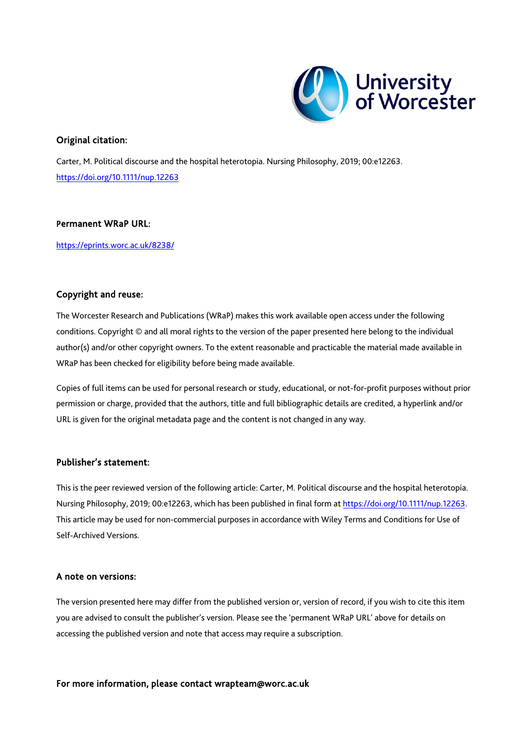University of Worcester

## Original citation:

Carter, M. Political discourse and the hospital heterotopia. Nursing Philosophy, 2019; 00:e12263. https://doi.org/10.1111/nup.12263

## Permanent WRaP URL:

https://eprints.worc.ac.uk/8238/

## Copyright and reuse:

The Worcester Research and Publications (WRaP) makes this work available open access under the following conditions. Copyright © and all moral rights to the version of the paper presented here belong to the individual author(s) and/or other copyright owners. To the extent reasonable and practicable the material made available in WRaP has been checked for eligibility before being made available.

Copies of full items can be used for personal research or study, educational, or not-for-profit purposes without prior permission or charge, provided that the authors, title and full bibliographic details are credited, a hyperlink and/or URL is given for the original metadata page and the content is not changed in any way.

## Publisher's statement:

This is the peer reviewed version of the following article: Carter, M. Political discourse and the hospital heterotopia. Nursing Philosophy, 2019; 00:e12263, which has been published in final form at https://doi.org/10.1111/nup.12263. This article may be used for non-commercial purposes in accordance with Wiley Terms and Conditions for Use of Self-Archived Versions.

## A note on versions:

The version presented here may differ from the published version or, version of record, if you wish to cite this item you are advised to consult the publisher's version. Please see the 'permanent WRaP URL' above for details on accessing the published version and note that access may require a subscription.

**For more information, please contact wrapteam@worc.ac.uk**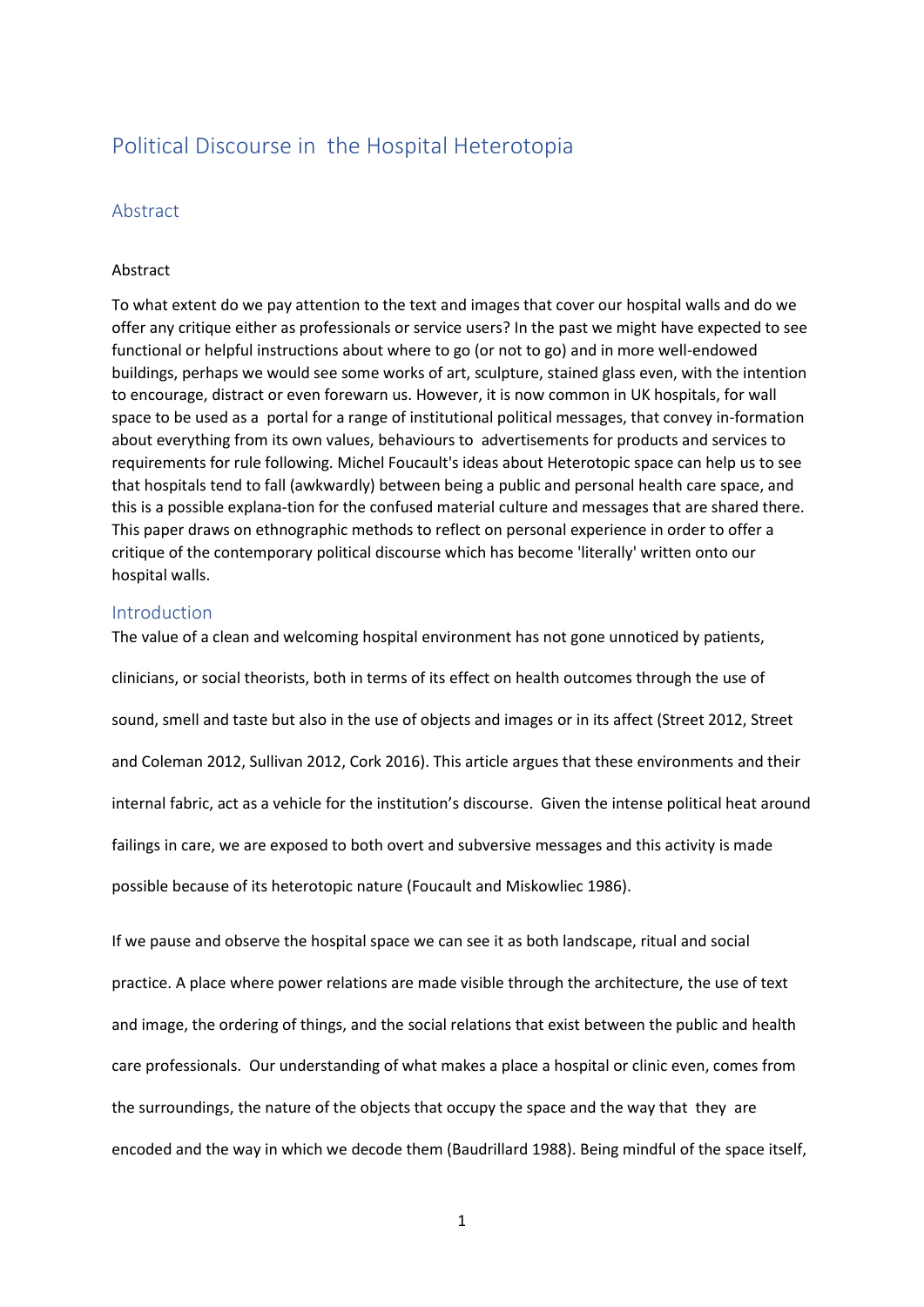# Political Discourse in the Hospital Heterotopia

## Abstract

Abstract

To what extent do we pay attention to the text and images that cover our hospital walls and do we offer any critique either as professionals or service users? In the past we might have expected to see functional or helpful instructions about where to go (or not to go) and in more well-endowed buildings, perhaps we would see some works of art, sculpture, stained glass even, with the intention to encourage, distract or even forewarn us. However, it is now common in UK hospitals, for wall space to be used as a portal for a range of institutional political messages, that convey in-formation about everything from its own values, behaviours to advertisements for products and services to requirements for rule following. Michel Foucault's ideas about Heterotopic space can help us to see that hospitals tend to fall (awkwardly) between being a public and personal health care space, and this is a possible explana-tion for the confused material culture and messages that are shared there. This paper draws on ethnographic methods to reflect on personal experience in order to offer a critique of the contemporary political discourse which has become 'literally' written onto our hospital walls.

## Introduction

The value of a clean and welcoming hospital environment has not gone unnoticed by patients, clinicians, or social theorists, both in terms of its effect on health outcomes through the use of sound, smell and taste but also in the use of objects and images or in its affect (Street 2012, Street and Coleman 2012, Sullivan 2012, Cork 2016). This article argues that these environments and their internal fabric, act as a vehicle for the institution's discourse. Given the intense political heat around failings in care, we are exposed to both overt and subversive messages and this activity is made possible because of its heterotopic nature (Foucault and Miskowliec 1986).

If we pause and observe the hospital space we can see it as both landscape, ritual and social practice. A place where power relations are made visible through the architecture, the use of text and image, the ordering of things, and the social relations that exist between the public and health care professionals. Our understanding of what makes a place a hospital or clinic even, comes from the surroundings, the nature of the objects that occupy the space and the way that they are encoded and the way in which we decode them (Baudrillard 1988). Being mindful of the space itself,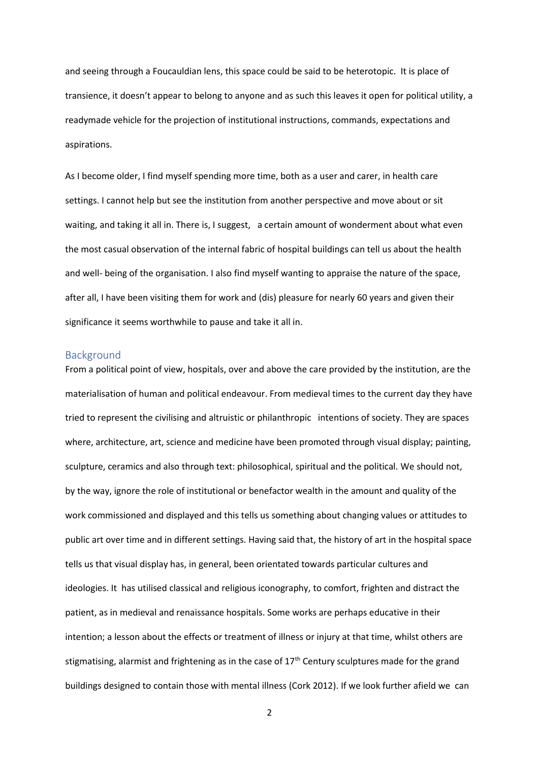and seeing through a Foucauldian lens, this space could be said to be heterotopic. It is place of transience, it doesn't appear to belong to anyone and as such this leaves it open for political utility, a readymade vehicle for the projection of institutional instructions, commands, expectations and aspirations.

As I become older, I find myself spending more time, both as a user and carer, in health care settings. I cannot help but see the institution from another perspective and move about or sit waiting, and taking it all in. There is, I suggest, a certain amount of wonderment about what even the most casual observation of the internal fabric of hospital buildings can tell us about the health and well- being of the organisation. I also find myself wanting to appraise the nature of the space, after all, I have been visiting them for work and (dis) pleasure for nearly 60 years and given their significance it seems worthwhile to pause and take it all in.

## Background

From a political point of view, hospitals, over and above the care provided by the institution, are the materialisation of human and political endeavour. From medieval times to the current day they have tried to represent the civilising and altruistic or philanthropic intentions of society. They are spaces where, architecture, art, science and medicine have been promoted through visual display; painting, sculpture, ceramics and also through text: philosophical, spiritual and the political. We should not, by the way, ignore the role of institutional or benefactor wealth in the amount and quality of the work commissioned and displayed and this tells us something about changing values or attitudes to public art over time and in different settings. Having said that, the history of art in the hospital space tells us that visual display has, in general, been orientated towards particular cultures and ideologies. It has utilised classical and religious iconography, to comfort, frighten and distract the patient, as in medieval and renaissance hospitals. Some works are perhaps educative in their intention; a lesson about the effects or treatment of illness or injury at that time, whilst others are stigmatising, alarmist and frightening as in the case of 17th Century sculptures made for the grand buildings designed to contain those with mental illness (Cork 2012). If we look further afield we can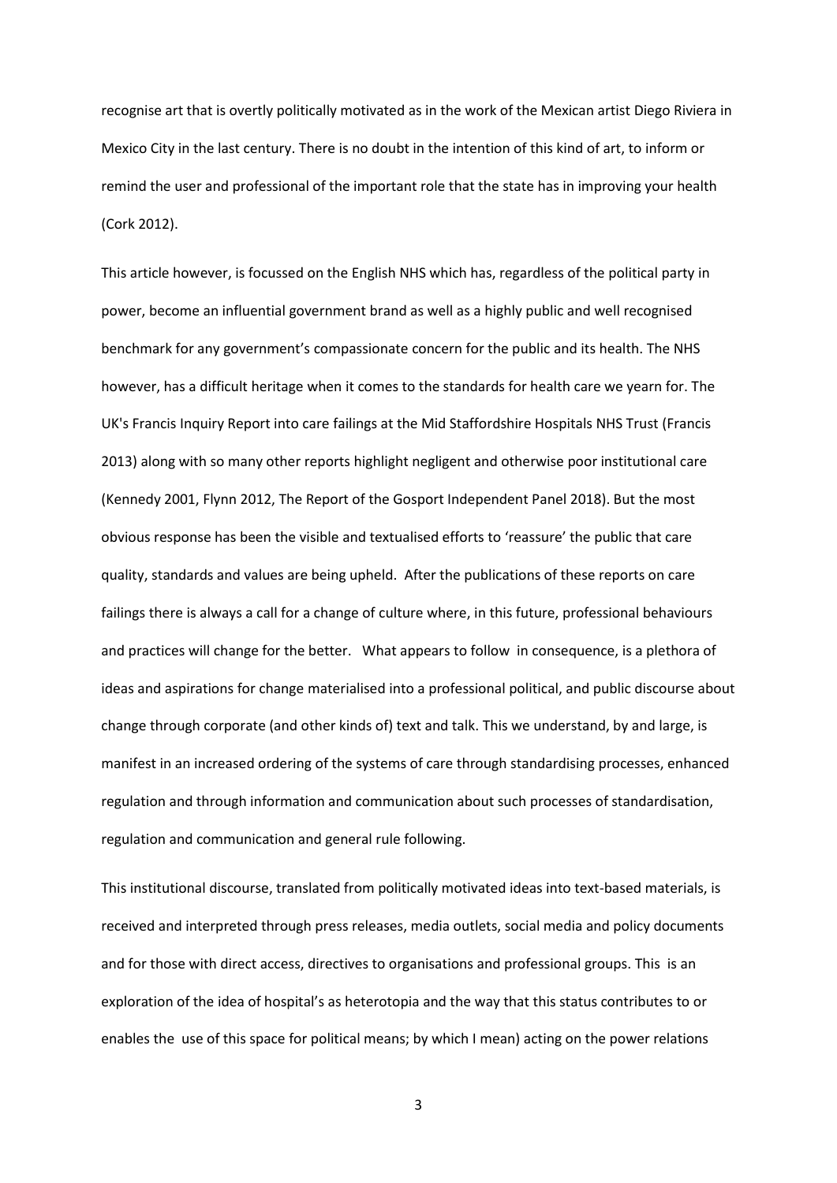recognise art that is overtly politically motivated as in the work of the Mexican artist Diego Riviera in Mexico City in the last century. There is no doubt in the intention of this kind of art, to inform or remind the user and professional of the important role that the state has in improving your health (Cork 2012).

This article however, is focussed on the English NHS which has, regardless of the political party in power, become an influential government brand as well as a highly public and well recognised benchmark for any government's compassionate concern for the public and its health. The NHS however, has a difficult heritage when it comes to the standards for health care we yearn for. The UK's Francis Inquiry Report into care failings at the Mid Staffordshire Hospitals NHS Trust (Francis 2013) along with so many other reports highlight negligent and otherwise poor institutional care (Kennedy 2001, Flynn 2012, The Report of the Gosport Independent Panel 2018). But the most obvious response has been the visible and textualised efforts to 'reassure' the public that care quality, standards and values are being upheld. After the publications of these reports on care failings there is always a call for a change of culture where, in this future, professional behaviours and practices will change for the better. What appears to follow in consequence, is a plethora of ideas and aspirations for change materialised into a professional political, and public discourse about change through corporate (and other kinds of) text and talk. This we understand, by and large, is manifest in an increased ordering of the systems of care through standardising processes, enhanced regulation and through information and communication about such processes of standardisation, regulation and communication and general rule following.

This institutional discourse, translated from politically motivated ideas into text-based materials, is received and interpreted through press releases, media outlets, social media and policy documents and for those with direct access, directives to organisations and professional groups. This is an exploration of the idea of hospital's as heterotopia and the way that this status contributes to or enables the use of this space for political means; by which I mean) acting on the power relations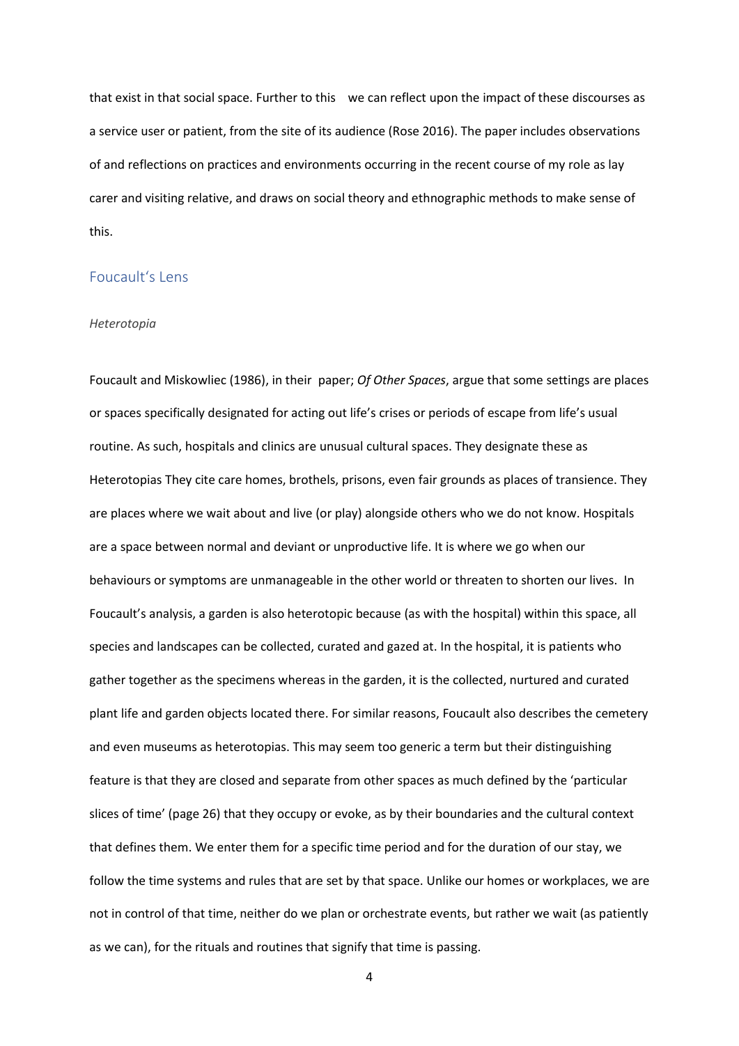that exist in that social space. Further to this we can reflect upon the impact of these discourses as a service user or patient, from the site of its audience (Rose 2016). The paper includes observations of and reflections on practices and environments occurring in the recent course of my role as lay carer and visiting relative, and draws on social theory and ethnographic methods to make sense of this.

## Foucault's Lens

### *Heterotopia*

Foucault and Miskowliec (1986), in their paper; *Of Other Spaces*, argue that some settings are places or spaces specifically designated for acting out life's crises or periods of escape from life's usual routine. As such, hospitals and clinics are unusual cultural spaces. They designate these as Heterotopias They cite care homes, brothels, prisons, even fair grounds as places of transience. They are places where we wait about and live (or play) alongside others who we do not know. Hospitals are a space between normal and deviant or unproductive life. It is where we go when our behaviours or symptoms are unmanageable in the other world or threaten to shorten our lives. In Foucault's analysis, a garden is also heterotopic because (as with the hospital) within this space, all species and landscapes can be collected, curated and gazed at. In the hospital, it is patients who gather together as the specimens whereas in the garden, it is the collected, nurtured and curated plant life and garden objects located there. For similar reasons, Foucault also describes the cemetery and even museums as heterotopias. This may seem too generic a term but their distinguishing feature is that they are closed and separate from other spaces as much defined by the 'particular slices of time' (page 26) that they occupy or evoke, as by their boundaries and the cultural context that defines them. We enter them for a specific time period and for the duration of our stay, we follow the time systems and rules that are set by that space. Unlike our homes or workplaces, we are not in control of that time, neither do we plan or orchestrate events, but rather we wait (as patiently as we can), for the rituals and routines that signify that time is passing.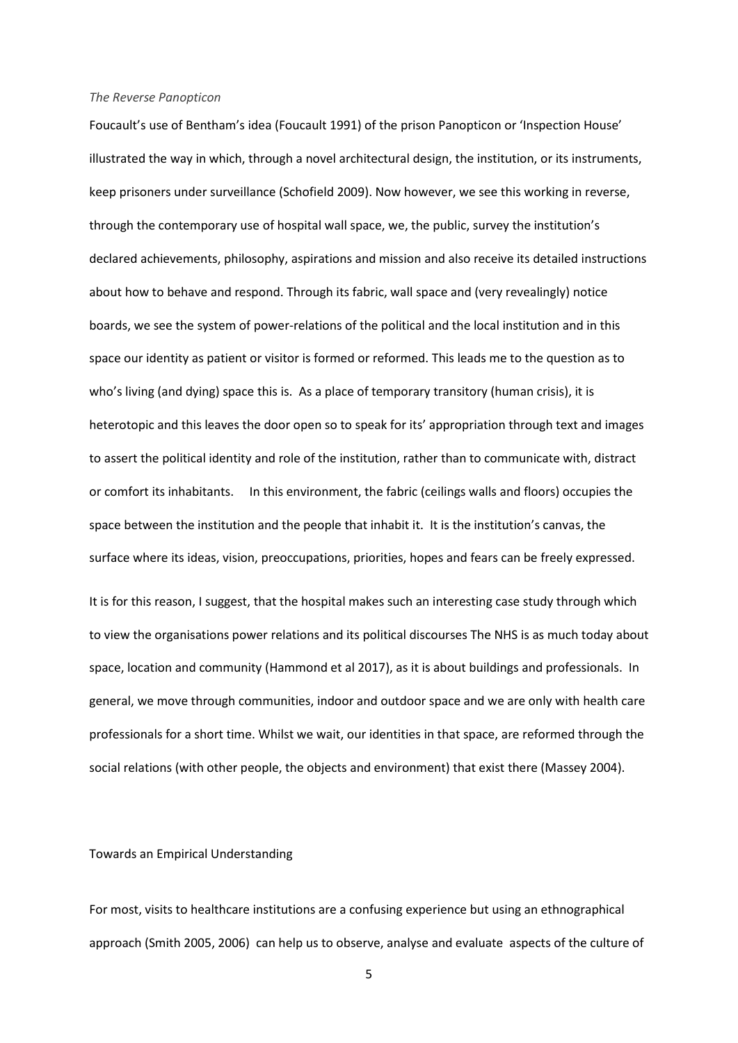*The Reverse Panopticon*

Foucault's use of Bentham's idea (Foucault 1991) of the prison Panopticon or 'Inspection House' illustrated the way in which, through a novel architectural design, the institution, or its instruments, keep prisoners under surveillance (Schofield 2009). Now however, we see this working in reverse, through the contemporary use of hospital wall space, we, the public, survey the institution's declared achievements, philosophy, aspirations and mission and also receive its detailed instructions about how to behave and respond. Through its fabric, wall space and (very revealingly) notice boards, we see the system of power-relations of the political and the local institution and in this space our identity as patient or visitor is formed or reformed. This leads me to the question as to who's living (and dying) space this is. As a place of temporary transitory (human crisis), it is heterotopic and this leaves the door open so to speak for its' appropriation through text and images to assert the political identity and role of the institution, rather than to communicate with, distract or comfort its inhabitants. In this environment, the fabric (ceilings walls and floors) occupies the space between the institution and the people that inhabit it. It is the institution's canvas, the surface where its ideas, vision, preoccupations, priorities, hopes and fears can be freely expressed.

It is for this reason, I suggest, that the hospital makes such an interesting case study through which to view the organisations power relations and its political discourses The NHS is as much today about space, location and community (Hammond et al 2017), as it is about buildings and professionals. In general, we move through communities, indoor and outdoor space and we are only with health care professionals for a short time. Whilst we wait, our identities in that space, are reformed through the social relations (with other people, the objects and environment) that exist there (Massey 2004).

Towards an Empirical Understanding

For most, visits to healthcare institutions are a confusing experience but using an ethnographical approach (Smith 2005, 2006) can help us to observe, analyse and evaluate aspects of the culture of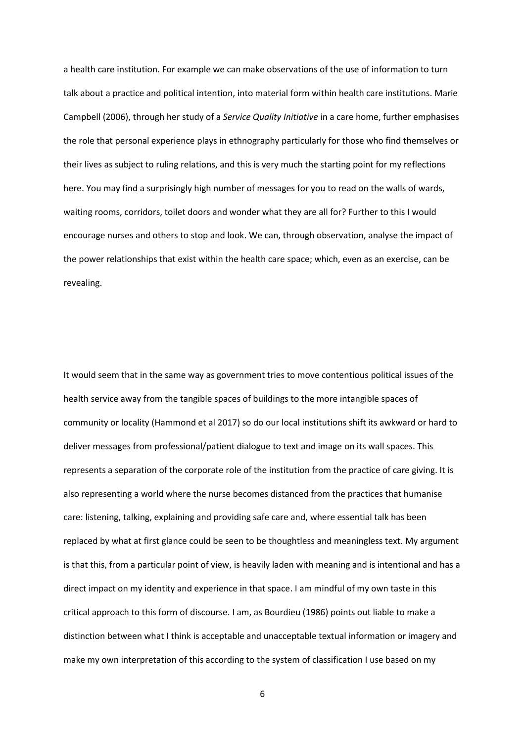a health care institution. For example we can make observations of the use of information to turn talk about a practice and political intention, into material form within health care institutions. Marie Campbell (2006), through her study of a *Service Quality Initiative* in a care home, further emphasises the role that personal experience plays in ethnography particularly for those who find themselves or their lives as subject to ruling relations, and this is very much the starting point for my reflections here. You may find a surprisingly high number of messages for you to read on the walls of wards, waiting rooms, corridors, toilet doors and wonder what they are all for? Further to this I would encourage nurses and others to stop and look. We can, through observation, analyse the impact of the power relationships that exist within the health care space; which, even as an exercise, can be revealing.

It would seem that in the same way as government tries to move contentious political issues of the health service away from the tangible spaces of buildings to the more intangible spaces of community or locality (Hammond et al 2017) so do our local institutions shift its awkward or hard to deliver messages from professional/patient dialogue to text and image on its wall spaces. This represents a separation of the corporate role of the institution from the practice of care giving. It is also representing a world where the nurse becomes distanced from the practices that humanise care: listening, talking, explaining and providing safe care and, where essential talk has been replaced by what at first glance could be seen to be thoughtless and meaningless text. My argument is that this, from a particular point of view, is heavily laden with meaning and is intentional and has a direct impact on my identity and experience in that space. I am mindful of my own taste in this critical approach to this form of discourse. I am, as Bourdieu (1986) points out liable to make a distinction between what I think is acceptable and unacceptable textual information or imagery and make my own interpretation of this according to the system of classification I use based on my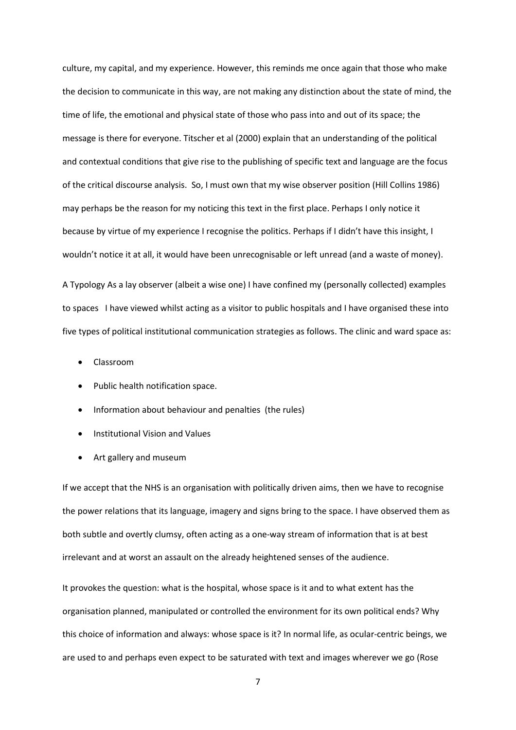culture, my capital, and my experience. However, this reminds me once again that those who make the decision to communicate in this way, are not making any distinction about the state of mind, the time of life, the emotional and physical state of those who pass into and out of its space; the message is there for everyone. Titscher et al (2000) explain that an understanding of the political and contextual conditions that give rise to the publishing of specific text and language are the focus of the critical discourse analysis. So, I must own that my wise observer position (Hill Collins 1986) may perhaps be the reason for my noticing this text in the first place. Perhaps I only notice it because by virtue of my experience I recognise the politics. Perhaps if I didn't have this insight, I wouldn't notice it at all, it would have been unrecognisable or left unread (and a waste of money).

A Typology As a lay observer (albeit a wise one) I have confined my (personally collected) examples to spaces I have viewed whilst acting as a visitor to public hospitals and I have organised these into five types of political institutional communication strategies as follows. The clinic and ward space as:

- Classroom
- Public health notification space.
- Information about behaviour and penalties (the rules)
- Institutional Vision and Values
- Art gallery and museum

If we accept that the NHS is an organisation with politically driven aims, then we have to recognise the power relations that its language, imagery and signs bring to the space. I have observed them as both subtle and overtly clumsy, often acting as a one-way stream of information that is at best irrelevant and at worst an assault on the already heightened senses of the audience.

It provokes the question: what is the hospital, whose space is it and to what extent has the organisation planned, manipulated or controlled the environment for its own political ends? Why this choice of information and always: whose space is it? In normal life, as ocular-centric beings, we are used to and perhaps even expect to be saturated with text and images wherever we go (Rose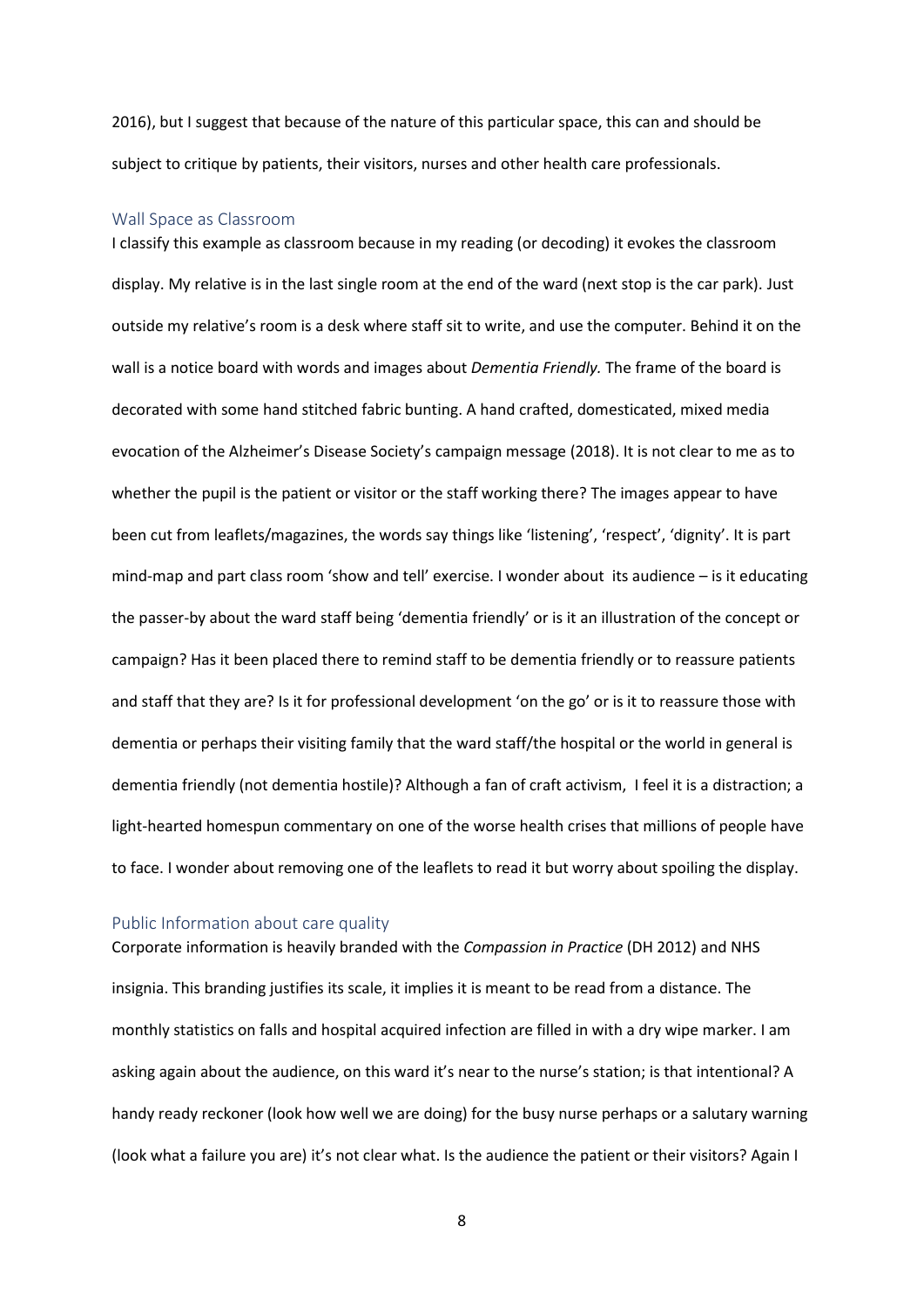2016), but I suggest that because of the nature of this particular space, this can and should be subject to critique by patients, their visitors, nurses and other health care professionals.

## Wall Space as Classroom

I classify this example as classroom because in my reading (or decoding) it evokes the classroom display. My relative is in the last single room at the end of the ward (next stop is the car park). Just outside my relative's room is a desk where staff sit to write, and use the computer. Behind it on the wall is a notice board with words and images about *Dementia Friendly.* The frame of the board is decorated with some hand stitched fabric bunting. A hand crafted, domesticated, mixed media evocation of the Alzheimer's Disease Society's campaign message (2018). It is not clear to me as to whether the pupil is the patient or visitor or the staff working there? The images appear to have been cut from leaflets/magazines, the words say things like 'listening', 'respect', 'dignity'. It is part mind-map and part class room 'show and tell' exercise. I wonder about its audience – is it educating the passer-by about the ward staff being 'dementia friendly' or is it an illustration of the concept or campaign? Has it been placed there to remind staff to be dementia friendly or to reassure patients and staff that they are? Is it for professional development 'on the go' or is it to reassure those with dementia or perhaps their visiting family that the ward staff/the hospital or the world in general is dementia friendly (not dementia hostile)? Although a fan of craft activism, I feel it is a distraction; a light-hearted homespun commentary on one of the worse health crises that millions of people have to face. I wonder about removing one of the leaflets to read it but worry about spoiling the display.

## Public Information about care quality

Corporate information is heavily branded with the *Compassion in Practice* (DH 2012) and NHS insignia. This branding justifies its scale, it implies it is meant to be read from a distance. The monthly statistics on falls and hospital acquired infection are filled in with a dry wipe marker. I am asking again about the audience, on this ward it's near to the nurse's station; is that intentional? A handy ready reckoner (look how well we are doing) for the busy nurse perhaps or a salutary warning (look what a failure you are) it's not clear what. Is the audience the patient or their visitors? Again I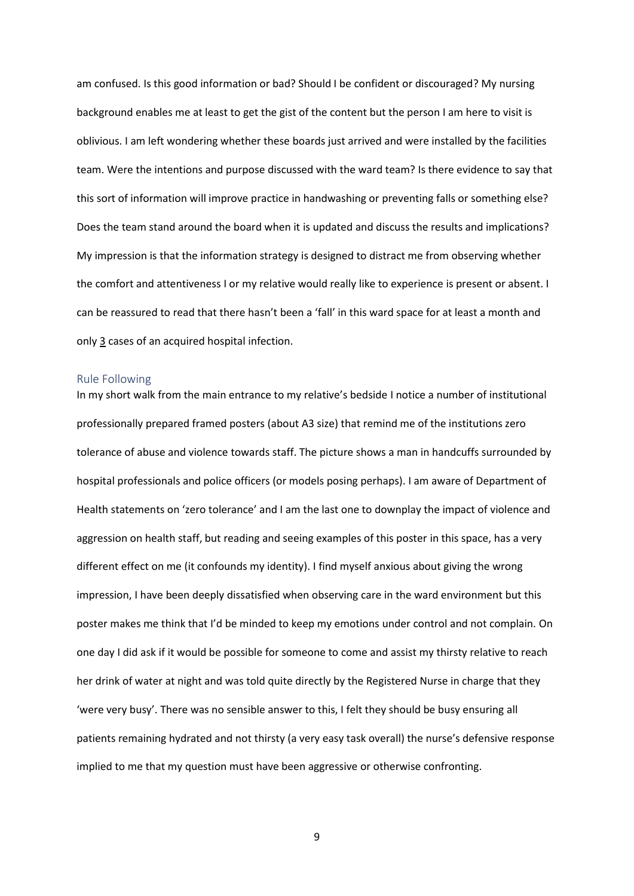am confused. Is this good information or bad? Should I be confident or discouraged? My nursing background enables me at least to get the gist of the content but the person I am here to visit is oblivious. I am left wondering whether these boards just arrived and were installed by the facilities team. Were the intentions and purpose discussed with the ward team? Is there evidence to say that this sort of information will improve practice in handwashing or preventing falls or something else? Does the team stand around the board when it is updated and discuss the results and implications? My impression is that the information strategy is designed to distract me from observing whether the comfort and attentiveness I or my relative would really like to experience is present or absent. I can be reassured to read that there hasn't been a 'fall' in this ward space for at least a month and only <u>3</u> cases of an acquired hospital infection.

## Rule Following

In my short walk from the main entrance to my relative's bedside I notice a number of institutional professionally prepared framed posters (about A3 size) that remind me of the institutions zero tolerance of abuse and violence towards staff. The picture shows a man in handcuffs surrounded by hospital professionals and police officers (or models posing perhaps). I am aware of Department of Health statements on 'zero tolerance' and I am the last one to downplay the impact of violence and aggression on health staff, but reading and seeing examples of this poster in this space, has a very different effect on me (it confounds my identity). I find myself anxious about giving the wrong impression, I have been deeply dissatisfied when observing care in the ward environment but this poster makes me think that I'd be minded to keep my emotions under control and not complain. On one day I did ask if it would be possible for someone to come and assist my thirsty relative to reach her drink of water at night and was told quite directly by the Registered Nurse in charge that they 'were very busy'. There was no sensible answer to this, I felt they should be busy ensuring all patients remaining hydrated and not thirsty (a very easy task overall) the nurse's defensive response implied to me that my question must have been aggressive or otherwise confronting.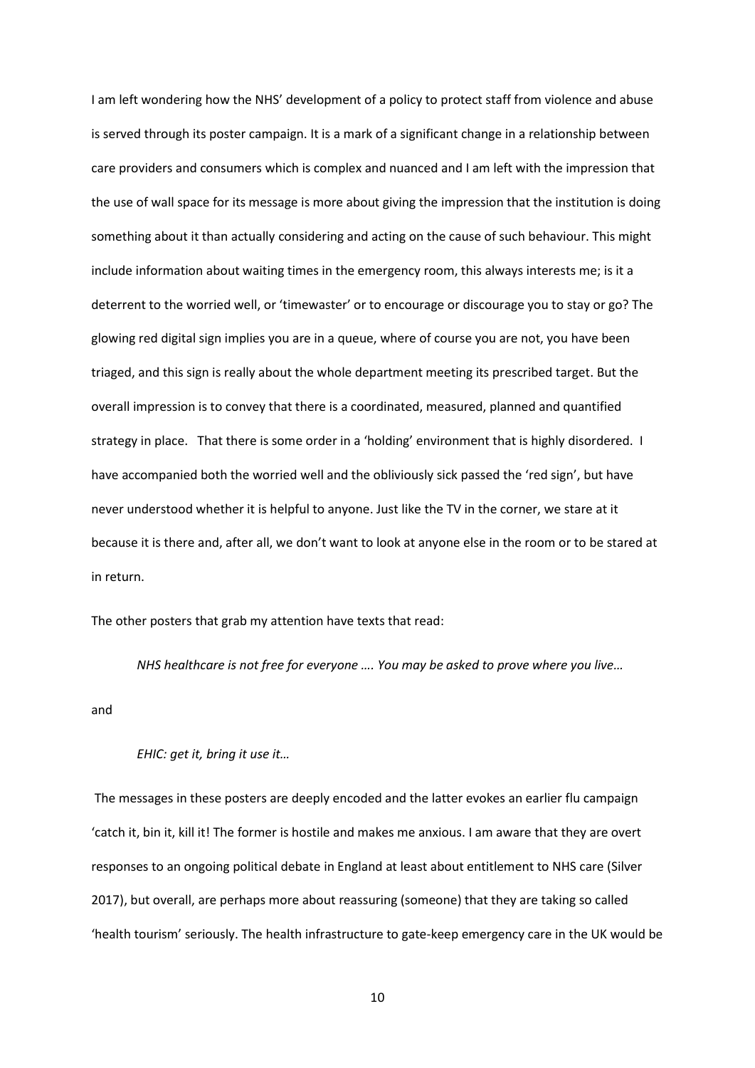I am left wondering how the NHS' development of a policy to protect staff from violence and abuse is served through its poster campaign. It is a mark of a significant change in a relationship between care providers and consumers which is complex and nuanced and I am left with the impression that the use of wall space for its message is more about giving the impression that the institution is doing something about it than actually considering and acting on the cause of such behaviour. This might include information about waiting times in the emergency room, this always interests me; is it a deterrent to the worried well, or 'timewaster' or to encourage or discourage you to stay or go? The glowing red digital sign implies you are in a queue, where of course you are not, you have been triaged, and this sign is really about the whole department meeting its prescribed target. But the overall impression is to convey that there is a coordinated, measured, planned and quantified strategy in place. That there is some order in a 'holding' environment that is highly disordered. I have accompanied both the worried well and the obliviously sick passed the 'red sign', but have never understood whether it is helpful to anyone. Just like the TV in the corner, we stare at it because it is there and, after all, we don't want to look at anyone else in the room or to be stared at in return.

The other posters that grab my attention have texts that read:

> *NHS healthcare is not free for everyone …. You may be asked to prove where you live…*

and

> *EHIC: get it, bring it use it…*

The messages in these posters are deeply encoded and the latter evokes an earlier flu campaign 'catch it, bin it, kill it! The former is hostile and makes me anxious. I am aware that they are overt responses to an ongoing political debate in England at least about entitlement to NHS care (Silver 2017), but overall, are perhaps more about reassuring (someone) that they are taking so called 'health tourism' seriously. The health infrastructure to gate-keep emergency care in the UK would be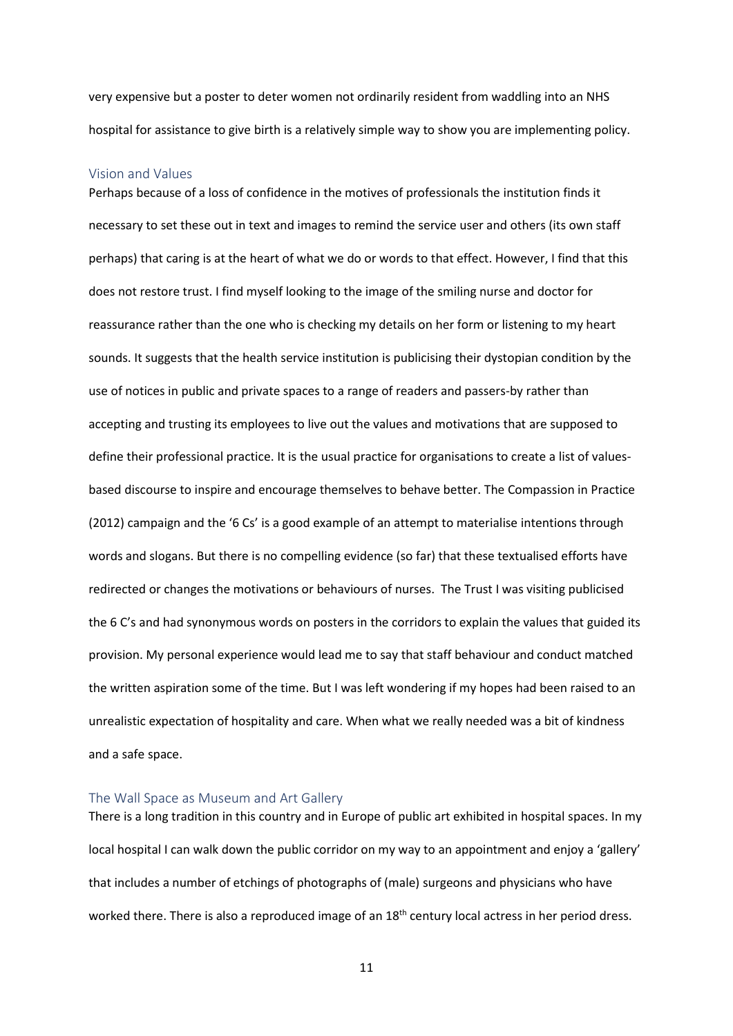very expensive but a poster to deter women not ordinarily resident from waddling into an NHS hospital for assistance to give birth is a relatively simple way to show you are implementing policy.

## Vision and Values

Perhaps because of a loss of confidence in the motives of professionals the institution finds it necessary to set these out in text and images to remind the service user and others (its own staff perhaps) that caring is at the heart of what we do or words to that effect. However, I find that this does not restore trust. I find myself looking to the image of the smiling nurse and doctor for reassurance rather than the one who is checking my details on her form or listening to my heart sounds. It suggests that the health service institution is publicising their dystopian condition by the use of notices in public and private spaces to a range of readers and passers-by rather than accepting and trusting its employees to live out the values and motivations that are supposed to define their professional practice. It is the usual practice for organisations to create a list of values-based discourse to inspire and encourage themselves to behave better. The Compassion in Practice (2012) campaign and the '6 Cs' is a good example of an attempt to materialise intentions through words and slogans. But there is no compelling evidence (so far) that these textualised efforts have redirected or changes the motivations or behaviours of nurses. The Trust I was visiting publicised the 6 C's and had synonymous words on posters in the corridors to explain the values that guided its provision. My personal experience would lead me to say that staff behaviour and conduct matched the written aspiration some of the time. But I was left wondering if my hopes had been raised to an unrealistic expectation of hospitality and care. When what we really needed was a bit of kindness and a safe space.

## The Wall Space as Museum and Art Gallery

There is a long tradition in this country and in Europe of public art exhibited in hospital spaces. In my local hospital I can walk down the public corridor on my way to an appointment and enjoy a 'gallery' that includes a number of etchings of photographs of (male) surgeons and physicians who have worked there. There is also a reproduced image of an 18th century local actress in her period dress.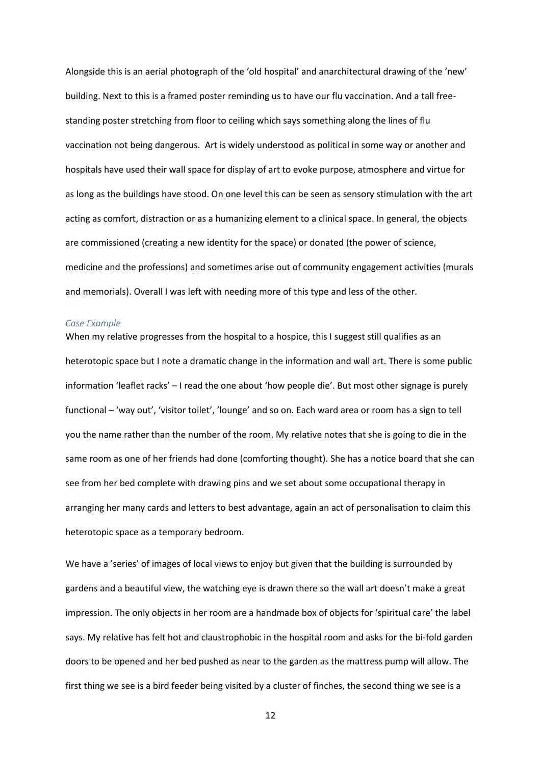Alongside this is an aerial photograph of the 'old hospital' and anarchitectural drawing of the 'new' building. Next to this is a framed poster reminding us to have our flu vaccination. And a tall free-standing poster stretching from floor to ceiling which says something along the lines of flu vaccination not being dangerous. Art is widely understood as political in some way or another and hospitals have used their wall space for display of art to evoke purpose, atmosphere and virtue for as long as the buildings have stood. On one level this can be seen as sensory stimulation with the art acting as comfort, distraction or as a humanizing element to a clinical space. In general, the objects are commissioned (creating a new identity for the space) or donated (the power of science, medicine and the professions) and sometimes arise out of community engagement activities (murals and memorials). Overall I was left with needing more of this type and less of the other.

### *Case Example*

When my relative progresses from the hospital to a hospice, this I suggest still qualifies as an heterotopic space but I note a dramatic change in the information and wall art. There is some public information 'leaflet racks' – I read the one about 'how people die'. But most other signage is purely functional – 'way out', 'visitor toilet', 'lounge' and so on. Each ward area or room has a sign to tell you the name rather than the number of the room. My relative notes that she is going to die in the same room as one of her friends had done (comforting thought). She has a notice board that she can see from her bed complete with drawing pins and we set about some occupational therapy in arranging her many cards and letters to best advantage, again an act of personalisation to claim this heterotopic space as a temporary bedroom.

We have a 'series' of images of local views to enjoy but given that the building is surrounded by gardens and a beautiful view, the watching eye is drawn there so the wall art doesn't make a great impression. The only objects in her room are a handmade box of objects for 'spiritual care' the label says. My relative has felt hot and claustrophobic in the hospital room and asks for the bi-fold garden doors to be opened and her bed pushed as near to the garden as the mattress pump will allow. The first thing we see is a bird feeder being visited by a cluster of finches, the second thing we see is a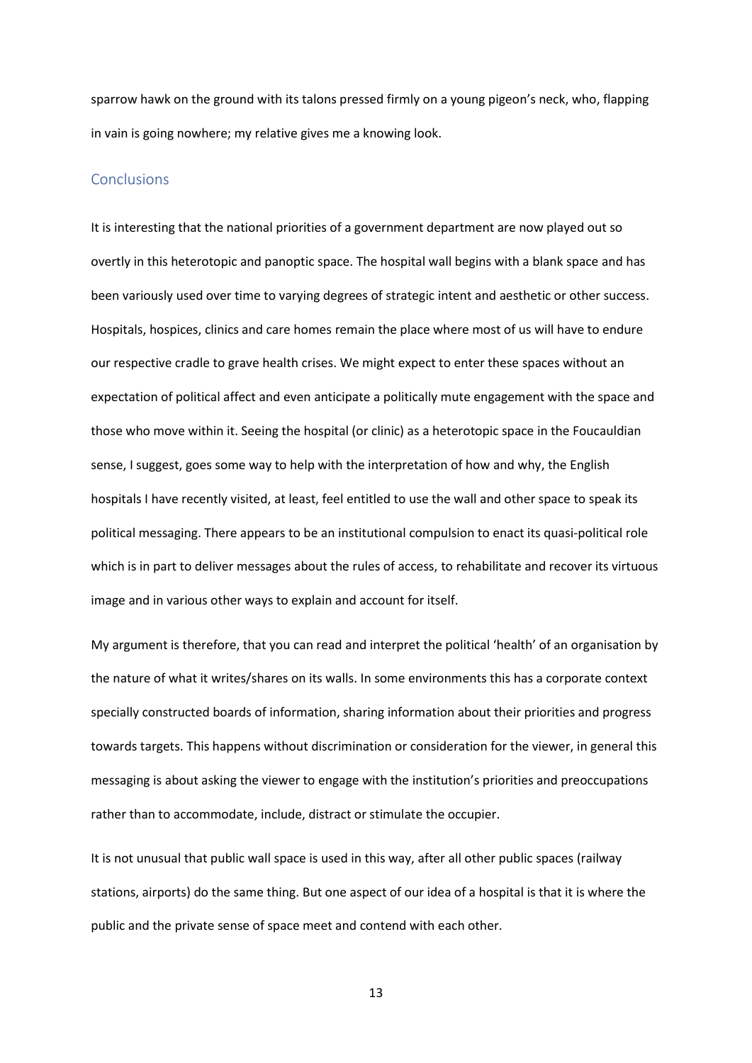sparrow hawk on the ground with its talons pressed firmly on a young pigeon's neck, who, flapping in vain is going nowhere; my relative gives me a knowing look.

## Conclusions

It is interesting that the national priorities of a government department are now played out so overtly in this heterotopic and panoptic space. The hospital wall begins with a blank space and has been variously used over time to varying degrees of strategic intent and aesthetic or other success. Hospitals, hospices, clinics and care homes remain the place where most of us will have to endure our respective cradle to grave health crises. We might expect to enter these spaces without an expectation of political affect and even anticipate a politically mute engagement with the space and those who move within it. Seeing the hospital (or clinic) as a heterotopic space in the Foucauldian sense, I suggest, goes some way to help with the interpretation of how and why, the English hospitals I have recently visited, at least, feel entitled to use the wall and other space to speak its political messaging. There appears to be an institutional compulsion to enact its quasi-political role which is in part to deliver messages about the rules of access, to rehabilitate and recover its virtuous image and in various other ways to explain and account for itself.

My argument is therefore, that you can read and interpret the political 'health' of an organisation by the nature of what it writes/shares on its walls. In some environments this has a corporate context specially constructed boards of information, sharing information about their priorities and progress towards targets. This happens without discrimination or consideration for the viewer, in general this messaging is about asking the viewer to engage with the institution's priorities and preoccupations rather than to accommodate, include, distract or stimulate the occupier.

It is not unusual that public wall space is used in this way, after all other public spaces (railway stations, airports) do the same thing. But one aspect of our idea of a hospital is that it is where the public and the private sense of space meet and contend with each other.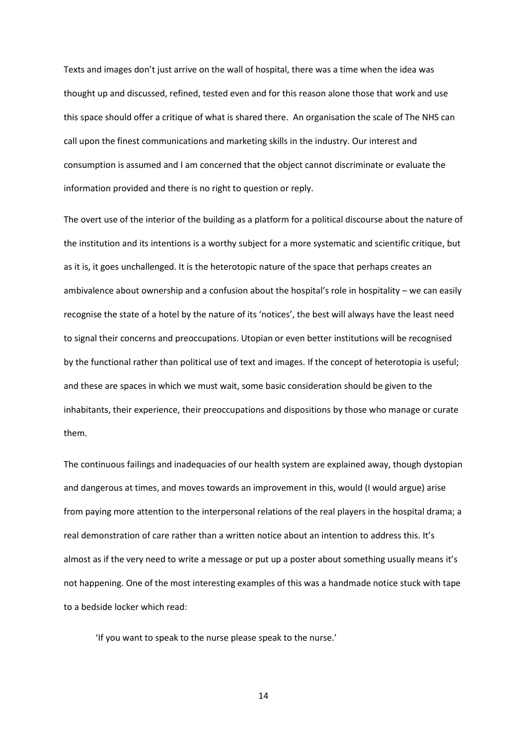Texts and images don't just arrive on the wall of hospital, there was a time when the idea was thought up and discussed, refined, tested even and for this reason alone those that work and use this space should offer a critique of what is shared there. An organisation the scale of The NHS can call upon the finest communications and marketing skills in the industry. Our interest and consumption is assumed and I am concerned that the object cannot discriminate or evaluate the information provided and there is no right to question or reply.

The overt use of the interior of the building as a platform for a political discourse about the nature of the institution and its intentions is a worthy subject for a more systematic and scientific critique, but as it is, it goes unchallenged. It is the heterotopic nature of the space that perhaps creates an ambivalence about ownership and a confusion about the hospital's role in hospitality – we can easily recognise the state of a hotel by the nature of its 'notices', the best will always have the least need to signal their concerns and preoccupations. Utopian or even better institutions will be recognised by the functional rather than political use of text and images. If the concept of heterotopia is useful; and these are spaces in which we must wait, some basic consideration should be given to the inhabitants, their experience, their preoccupations and dispositions by those who manage or curate them.

The continuous failings and inadequacies of our health system are explained away, though dystopian and dangerous at times, and moves towards an improvement in this, would (I would argue) arise from paying more attention to the interpersonal relations of the real players in the hospital drama; a real demonstration of care rather than a written notice about an intention to address this. It's almost as if the very need to write a message or put up a poster about something usually means it's not happening. One of the most interesting examples of this was a handmade notice stuck with tape to a bedside locker which read:

> 'If you want to speak to the nurse please speak to the nurse.'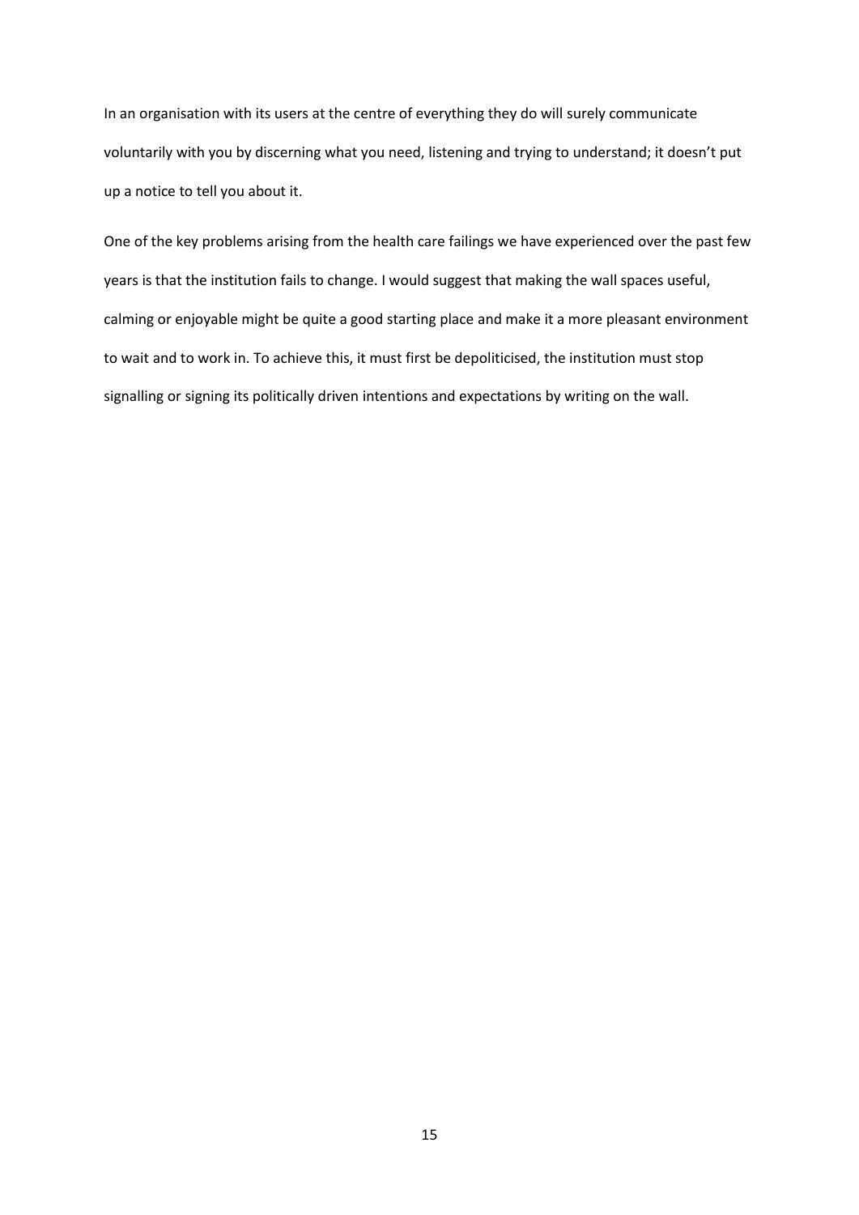In an organisation with its users at the centre of everything they do will surely communicate voluntarily with you by discerning what you need, listening and trying to understand; it doesn't put up a notice to tell you about it.

One of the key problems arising from the health care failings we have experienced over the past few years is that the institution fails to change. I would suggest that making the wall spaces useful, calming or enjoyable might be quite a good starting place and make it a more pleasant environment to wait and to work in. To achieve this, it must first be depoliticised, the institution must stop signalling or signing its politically driven intentions and expectations by writing on the wall.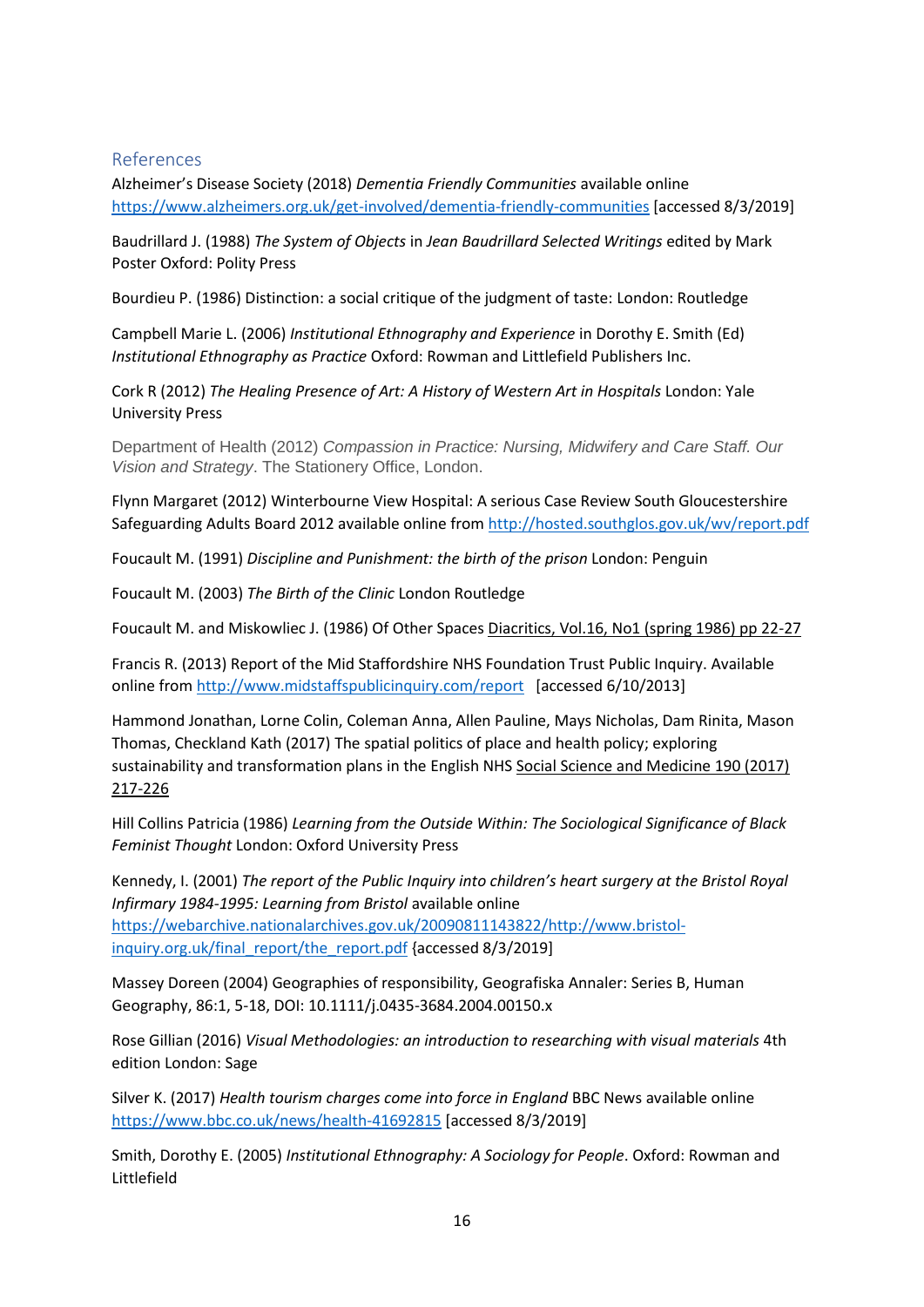## References

Alzheimer's Disease Society (2018) *Dementia Friendly Communities* available online https://www.alzheimers.org.uk/get-involved/dementia-friendly-communities [accessed 8/3/2019]

Baudrillard J. (1988) *The System of Objects* in *Jean Baudrillard Selected Writings* edited by Mark Poster Oxford: Polity Press

Bourdieu P. (1986) Distinction: a social critique of the judgment of taste: London: Routledge

Campbell Marie L. (2006) *Institutional Ethnography and Experience* in Dorothy E. Smith (Ed) *Institutional Ethnography as Practice* Oxford: Rowman and Littlefield Publishers Inc.

Cork R (2012) *The Healing Presence of Art: A History of Western Art in Hospitals* London: Yale University Press

Department of Health (2012) *Compassion in Practice: Nursing, Midwifery and Care Staff. Our Vision and Strategy*. The Stationery Office, London.

Flynn Margaret (2012) Winterbourne View Hospital: A serious Case Review South Gloucestershire Safeguarding Adults Board 2012 available online from http://hosted.southglos.gov.uk/wv/report.pdf

Foucault M. (1991) *Discipline and Punishment: the birth of the prison* London: Penguin

Foucault M. (2003) *The Birth of the Clinic* London Routledge

Foucault M. and Miskowliec J. (1986) Of Other Spaces Diacritics, Vol.16, No1 (spring 1986) pp 22-27

Francis R. (2013) Report of the Mid Staffordshire NHS Foundation Trust Public Inquiry. Available online from http://www.midstaffspublicinquiry.com/report [accessed 6/10/2013]

Hammond Jonathan, Lorne Colin, Coleman Anna, Allen Pauline, Mays Nicholas, Dam Rinita, Mason Thomas, Checkland Kath (2017) The spatial politics of place and health policy; exploring sustainability and transformation plans in the English NHS Social Science and Medicine 190 (2017) 217-226

Hill Collins Patricia (1986) *Learning from the Outside Within: The Sociological Significance of Black Feminist Thought* London: Oxford University Press

Kennedy, I. (2001) *The report of the Public Inquiry into children's heart surgery at the Bristol Royal Infirmary 1984-1995: Learning from Bristol* available online https://webarchive.nationalarchives.gov.uk/20090811143822/http://www.bristol-inquiry.org.uk/final_report/the_report.pdf {accessed 8/3/2019]

Massey Doreen (2004) Geographies of responsibility, Geografiska Annaler: Series B, Human Geography, 86:1, 5-18, DOI: 10.1111/j.0435-3684.2004.00150.x

Rose Gillian (2016) *Visual Methodologies: an introduction to researching with visual materials* 4th edition London: Sage

Silver K. (2017) *Health tourism charges come into force in England* BBC News available online https://www.bbc.co.uk/news/health-41692815 [accessed 8/3/2019]

Smith, Dorothy E. (2005) *Institutional Ethnography: A Sociology for People*. Oxford: Rowman and Littlefield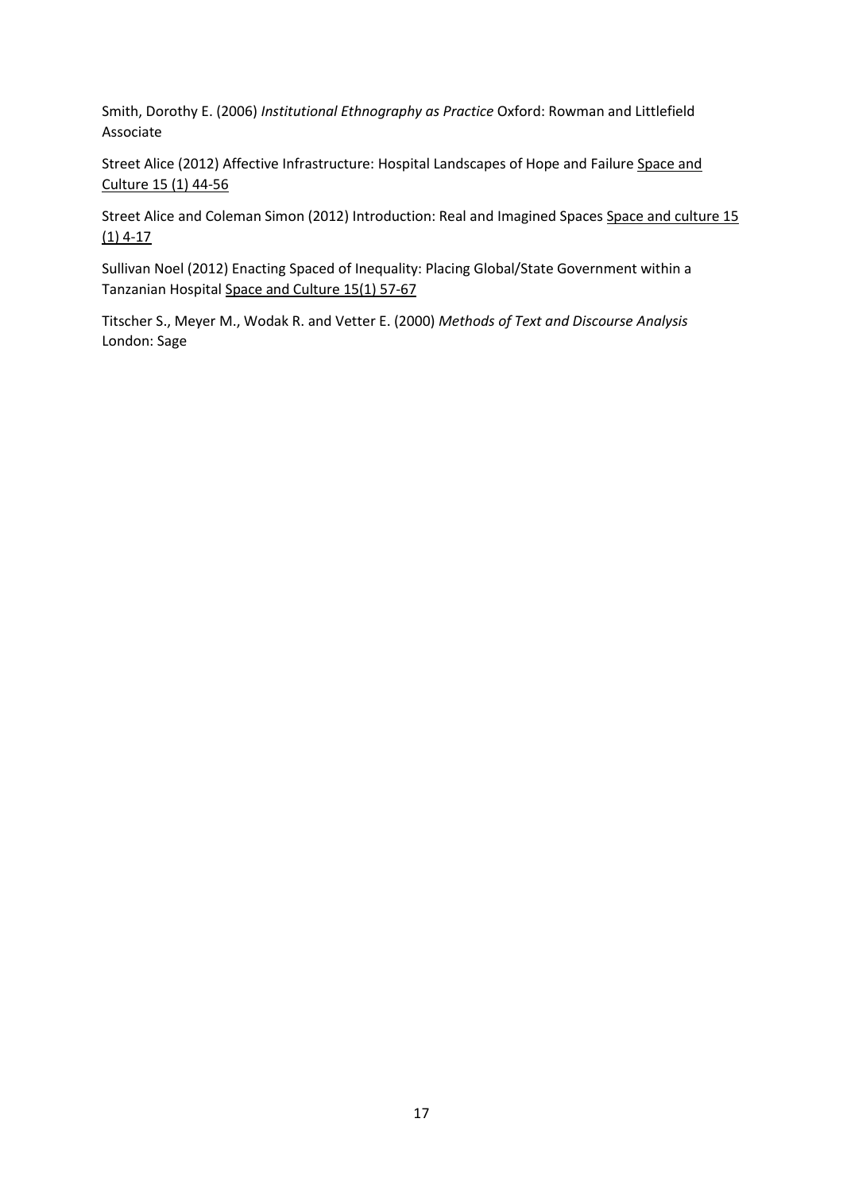Smith, Dorothy E. (2006) *Institutional Ethnography as Practice* Oxford: Rowman and Littlefield Associate

Street Alice (2012) Affective Infrastructure: Hospital Landscapes of Hope and Failure <u>Space and Culture 15 (1) 44-56</u>

Street Alice and Coleman Simon (2012) Introduction: Real and Imagined Spaces <u>Space and culture 15 (1) 4-17</u>

Sullivan Noel (2012) Enacting Spaced of Inequality: Placing Global/State Government within a Tanzanian Hospital <u>Space and Culture 15(1) 57-67</u>

Titscher S., Meyer M., Wodak R. and Vetter E. (2000) *Methods of Text and Discourse Analysis* London: Sage